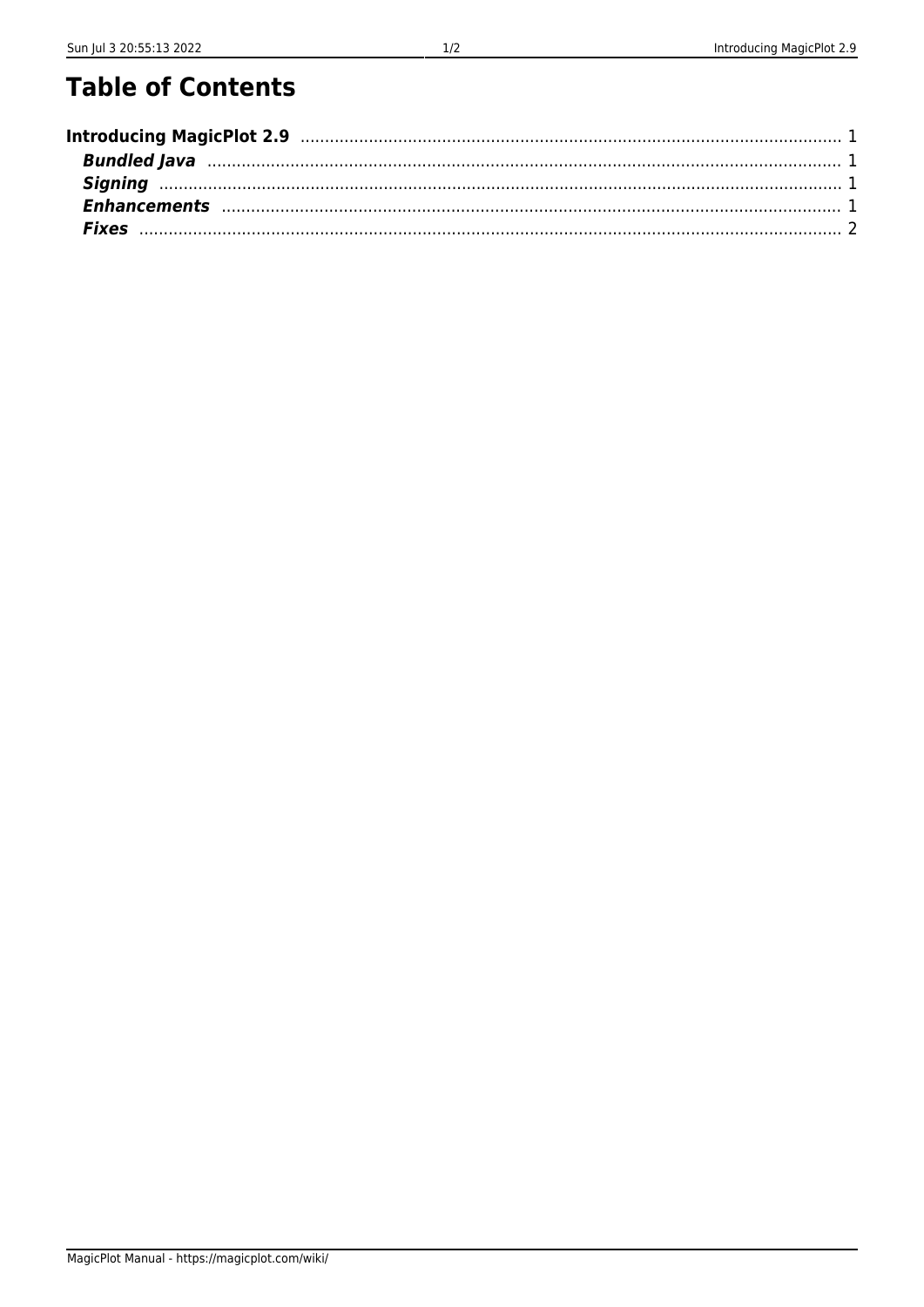# Table of Contents

**Introducing MagicPlot 2.9** ........ 1

- ***Bundled Java*** ........ 1
- ***Signing*** ........ 1
- ***Enhancements*** ........ 1
- ***Fixes*** ........ 2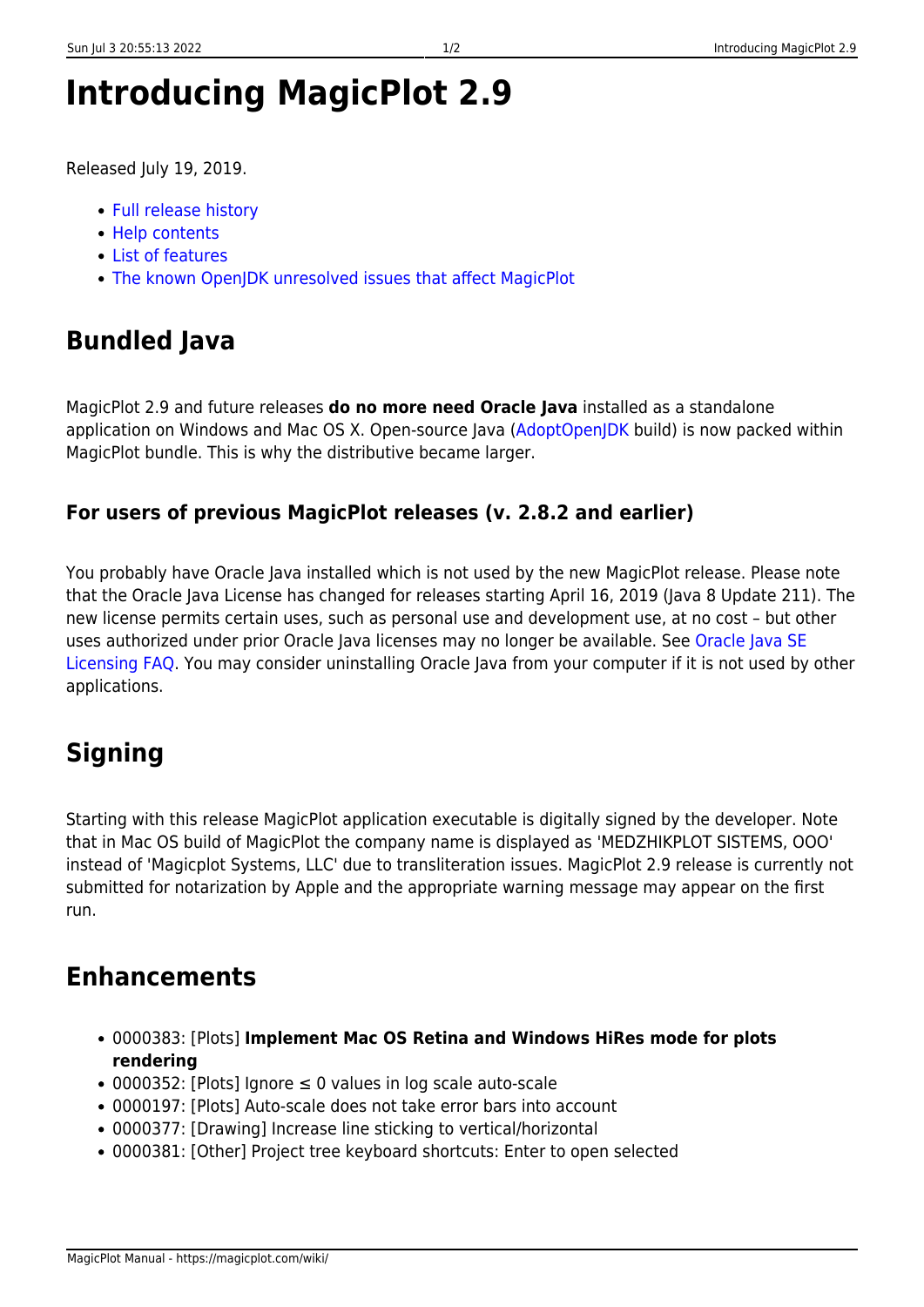# Introducing MagicPlot 2.9

Released July 19, 2019.

- Full release history
- Help contents
- List of features
- The known OpenJDK unresolved issues that affect MagicPlot

## Bundled Java

MagicPlot 2.9 and future releases **do no more need Oracle Java** installed as a standalone application on Windows and Mac OS X. Open-source Java (AdoptOpenJDK build) is now packed within MagicPlot bundle. This is why the distributive became larger.

### For users of previous MagicPlot releases (v. 2.8.2 and earlier)

You probably have Oracle Java installed which is not used by the new MagicPlot release. Please note that the Oracle Java License has changed for releases starting April 16, 2019 (Java 8 Update 211). The new license permits certain uses, such as personal use and development use, at no cost – but other uses authorized under prior Oracle Java licenses may no longer be available. See Oracle Java SE Licensing FAQ. You may consider uninstalling Oracle Java from your computer if it is not used by other applications.

## Signing

Starting with this release MagicPlot application executable is digitally signed by the developer. Note that in Mac OS build of MagicPlot the company name is displayed as 'MEDZHIKPLOT SISTEMS, OOO' instead of 'Magicplot Systems, LLC' due to transliteration issues. MagicPlot 2.9 release is currently not submitted for notarization by Apple and the appropriate warning message may appear on the first run.

## Enhancements

- 0000383: [Plots] **Implement Mac OS Retina and Windows HiRes mode for plots rendering**
- 0000352: [Plots] Ignore ≤ 0 values in log scale auto-scale
- 0000197: [Plots] Auto-scale does not take error bars into account
- 0000377: [Drawing] Increase line sticking to vertical/horizontal
- 0000381: [Other] Project tree keyboard shortcuts: Enter to open selected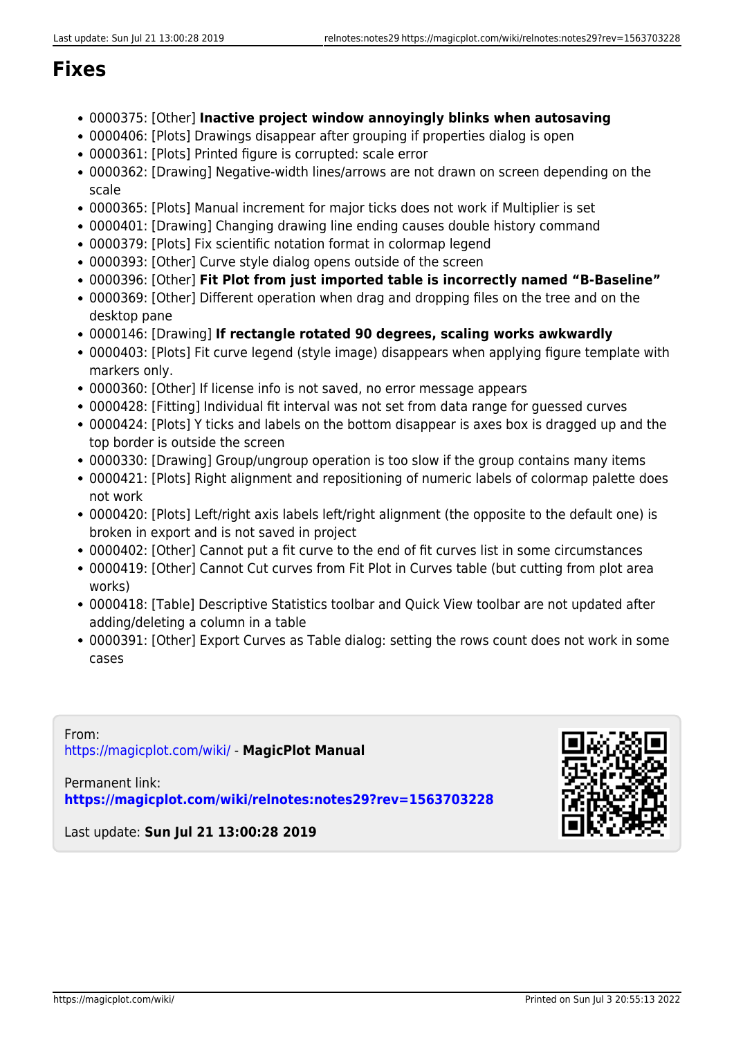## Fixes

- 0000375: [Other] **Inactive project window annoyingly blinks when autosaving**
- 0000406: [Plots] Drawings disappear after grouping if properties dialog is open
- 0000361: [Plots] Printed figure is corrupted: scale error
- 0000362: [Drawing] Negative-width lines/arrows are not drawn on screen depending on the scale
- 0000365: [Plots] Manual increment for major ticks does not work if Multiplier is set
- 0000401: [Drawing] Changing drawing line ending causes double history command
- 0000379: [Plots] Fix scientific notation format in colormap legend
- 0000393: [Other] Curve style dialog opens outside of the screen
- 0000396: [Other] **Fit Plot from just imported table is incorrectly named “B-Baseline”**
- 0000369: [Other] Different operation when drag and dropping files on the tree and on the desktop pane
- 0000146: [Drawing] **If rectangle rotated 90 degrees, scaling works awkwardly**
- 0000403: [Plots] Fit curve legend (style image) disappears when applying figure template with markers only.
- 0000360: [Other] If license info is not saved, no error message appears
- 0000428: [Fitting] Individual fit interval was not set from data range for guessed curves
- 0000424: [Plots] Y ticks and labels on the bottom disappear is axes box is dragged up and the top border is outside the screen
- 0000330: [Drawing] Group/ungroup operation is too slow if the group contains many items
- 0000421: [Plots] Right alignment and repositioning of numeric labels of colormap palette does not work
- 0000420: [Plots] Left/right axis labels left/right alignment (the opposite to the default one) is broken in export and is not saved in project
- 0000402: [Other] Cannot put a fit curve to the end of fit curves list in some circumstances
- 0000419: [Other] Cannot Cut curves from Fit Plot in Curves table (but cutting from plot area works)
- 0000418: [Table] Descriptive Statistics toolbar and Quick View toolbar are not updated after adding/deleting a column in a table
- 0000391: [Other] Export Curves as Table dialog: setting the rows count does not work in some cases

From:
https://magicplot.com/wiki/ - **MagicPlot Manual**

Permanent link:
**https://magicplot.com/wiki/relnotes/notes29?rev=1563703228**

Last update: **Sun Jul 21 13:00:28 2019**